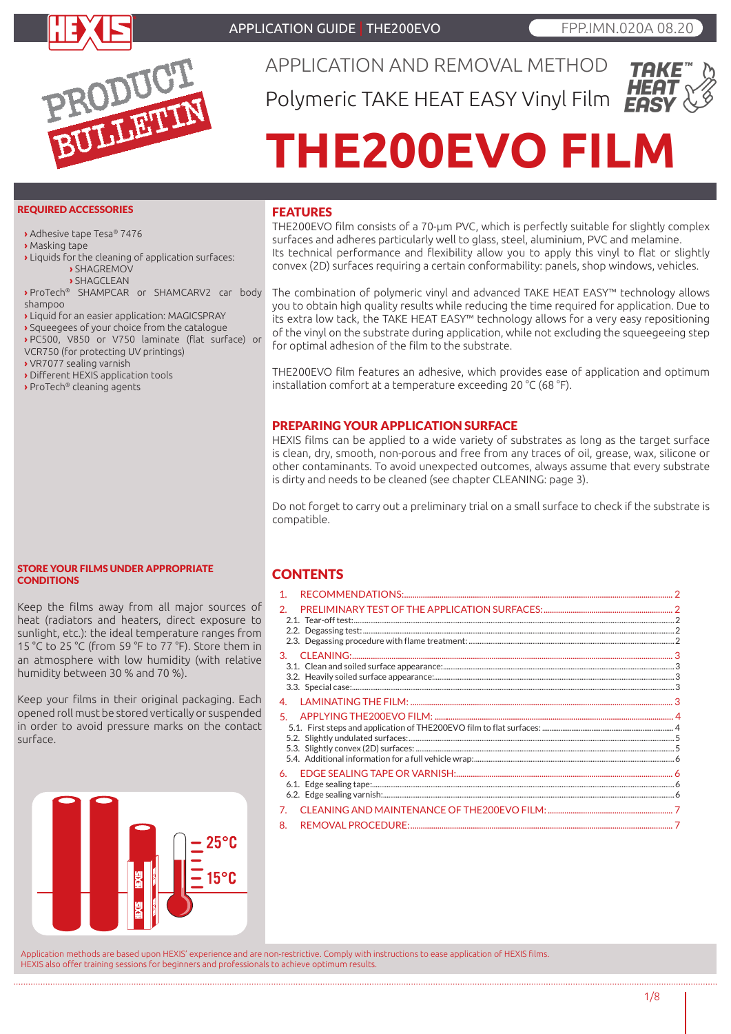APPLICATION GUIDE | THE200EVO

FPP.IMN.020A 08.20

PRODUCT BULLETIN

# APPLICATION AND REMOVAL METHOD

## Polymeric TAKE HEAT EASY Vinyl Film

# THE200EVO FILM

### REQUIRED ACCESSORIES

- Adhesive tape Tesa® 7476
- Masking tape
- Liquids for the cleaning of application surfaces:
  - SHAGREMOV
  - SHAGCLEAN
- ProTech® SHAMPCAR or SHAMCARV2 car body shampoo
- Liquid for an easier application: MAGICSPRAY
- Squeegees of your choice from the catalogue
- PC500, V850 or V750 laminate (flat surface) or VCR750 (for protecting UV printings)
- VR7077 sealing varnish
- Different HEXIS application tools
- ProTech® cleaning agents

### STORE YOUR FILMS UNDER APPROPRIATE CONDITIONS

Keep the films away from all major sources of heat (radiators and heaters, direct exposure to sunlight, etc.): the ideal temperature ranges from 15 °C to 25 °C (from 59 °F to 77 °F). Store them in an atmosphere with low humidity (with relative humidity between 30 % and 70 %).

Keep your films in their original packaging. Each opened roll must be stored vertically or suspended in order to avoid pressure marks on the contact surface.

25°C
15°C

## FEATURES

THE200EVO film consists of a 70-µm PVC, which is perfectly suitable for slightly complex surfaces and adheres particularly well to glass, steel, aluminium, PVC and melamine. Its technical performance and flexibility allow you to apply this vinyl to flat or slightly convex (2D) surfaces requiring a certain conformability: panels, shop windows, vehicles.

The combination of polymeric vinyl and advanced TAKE HEAT EASY™ technology allows you to obtain high quality results while reducing the time required for application. Due to its extra low tack, the TAKE HEAT EASY™ technology allows for a very easy repositioning of the vinyl on the substrate during application, while not excluding the squeegeeing step for optimal adhesion of the film to the substrate.

THE200EVO film features an adhesive, which provides ease of application and optimum installation comfort at a temperature exceeding 20 °C (68 °F).

## PREPARING YOUR APPLICATION SURFACE

HEXIS films can be applied to a wide variety of substrates as long as the target surface is clean, dry, smooth, non-porous and free from any traces of oil, grease, wax, silicone or other contaminants. To avoid unexpected outcomes, always assume that every substrate is dirty and needs to be cleaned (see chapter CLEANING: page 3).

Do not forget to carry out a preliminary trial on a small surface to check if the substrate is compatible.

## CONTENTS

1. RECOMMENDATIONS: 2
2. PRELIMINARY TEST OF THE APPLICATION SURFACES: 2
   - 2.1. Tear-off test: 2
   - 2.2. Degassing test: 2
   - 2.3. Degassing procedure with flame treatment: 2
3. CLEANING: 3
   - 3.1. Clean and soiled surface appearance: 3
   - 3.2. Heavily soiled surface appearance: 3
   - 3.3. Special case: 3
4. LAMINATING THE FILM: 3
5. APPLYING THE200EVO FILM: 4
   - 5.1. First steps and application of THE200EVO film to flat surfaces: 4
   - 5.2. Slightly undulated surfaces: 5
   - 5.3. Slightly convex (2D) surfaces: 5
   - 5.4. Additional information for a full vehicle wrap: 6
6. EDGE SEALING TAPE OR VARNISH: 6
   - 6.1. Edge sealing tape: 6
   - 6.2. Edge sealing varnish: 6
7. CLEANING AND MAINTENANCE OF THE200EVO FILM: 7
8. REMOVAL PROCEDURE: 7

Application methods are based upon HEXIS' experience and are non-restrictive. Comply with instructions to ease application of HEXIS films.
HEXIS also offer training sessions for beginners and professionals to achieve optimum results.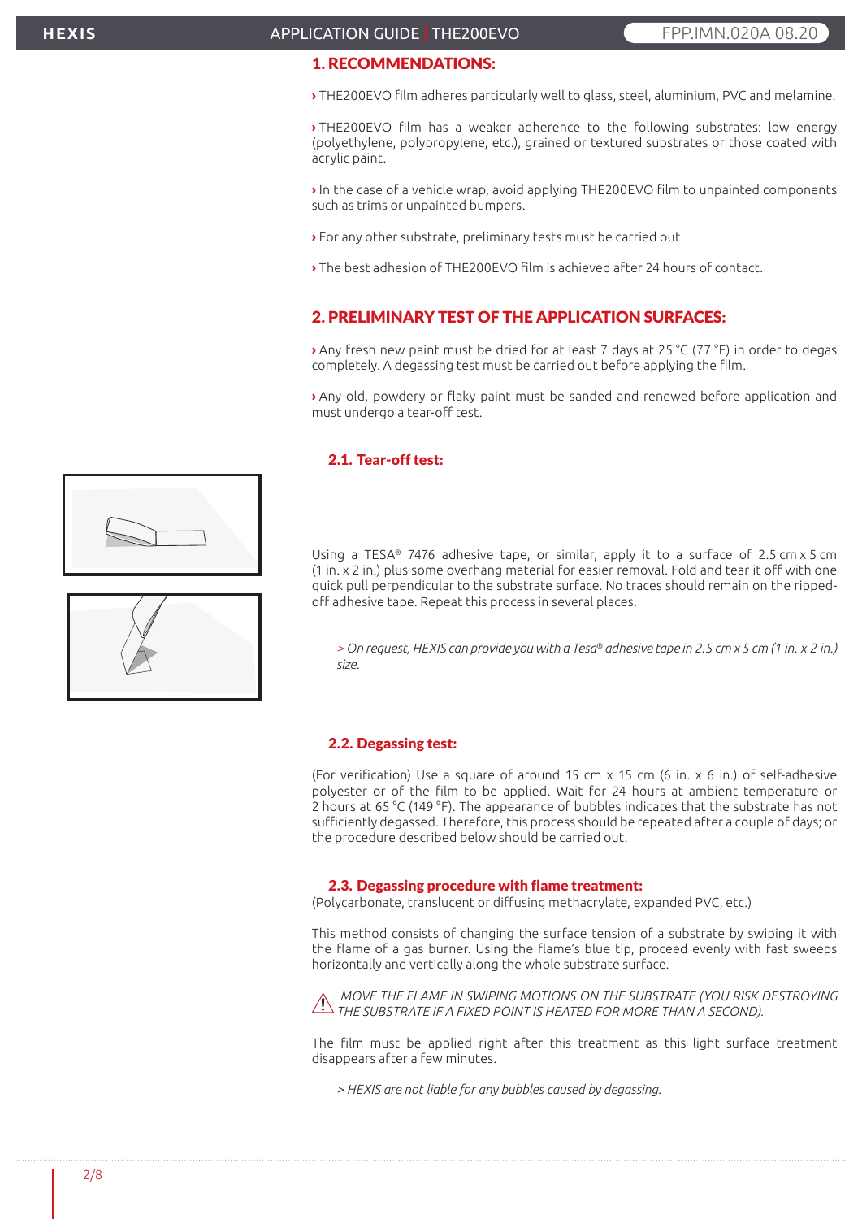## 1. RECOMMENDATIONS:

› THE200EVO film adheres particularly well to glass, steel, aluminium, PVC and melamine.

› THE200EVO film has a weaker adherence to the following substrates: low energy (polyethylene, polypropylene, etc.), grained or textured substrates or those coated with acrylic paint.

› In the case of a vehicle wrap, avoid applying THE200EVO film to unpainted components such as trims or unpainted bumpers.

› For any other substrate, preliminary tests must be carried out.

› The best adhesion of THE200EVO film is achieved after 24 hours of contact.

## 2. PRELIMINARY TEST OF THE APPLICATION SURFACES:

› Any fresh new paint must be dried for at least 7 days at 25 °C (77 °F) in order to degas completely. A degassing test must be carried out before applying the film.

› Any old, powdery or flaky paint must be sanded and renewed before application and must undergo a tear-off test.

### 2.1. Tear-off test:

Using a TESA® 7476 adhesive tape, or similar, apply it to a surface of 2.5 cm x 5 cm (1 in. x 2 in.) plus some overhang material for easier removal. Fold and tear it off with one quick pull perpendicular to the substrate surface. No traces should remain on the ripped-off adhesive tape. Repeat this process in several places.

*> On request, HEXIS can provide you with a Tesa® adhesive tape in 2.5 cm x 5 cm (1 in. x 2 in.) size.*

### 2.2. Degassing test:

(For verification) Use a square of around 15 cm x 15 cm (6 in. x 6 in.) of self-adhesive polyester or of the film to be applied. Wait for 24 hours at ambient temperature or 2 hours at 65 °C (149 °F). The appearance of bubbles indicates that the substrate has not sufficiently degassed. Therefore, this process should be repeated after a couple of days; or the procedure described below should be carried out.

### 2.3. Degassing procedure with flame treatment:

(Polycarbonate, translucent or diffusing methacrylate, expanded PVC, etc.)

This method consists of changing the surface tension of a substrate by swiping it with the flame of a gas burner. Using the flame's blue tip, proceed evenly with fast sweeps horizontally and vertically along the whole substrate surface.

⚠ *MOVE THE FLAME IN SWIPING MOTIONS ON THE SUBSTRATE (YOU RISK DESTROYING THE SUBSTRATE IF A FIXED POINT IS HEATED FOR MORE THAN A SECOND).*

The film must be applied right after this treatment as this light surface treatment disappears after a few minutes.

*> HEXIS are not liable for any bubbles caused by degassing.*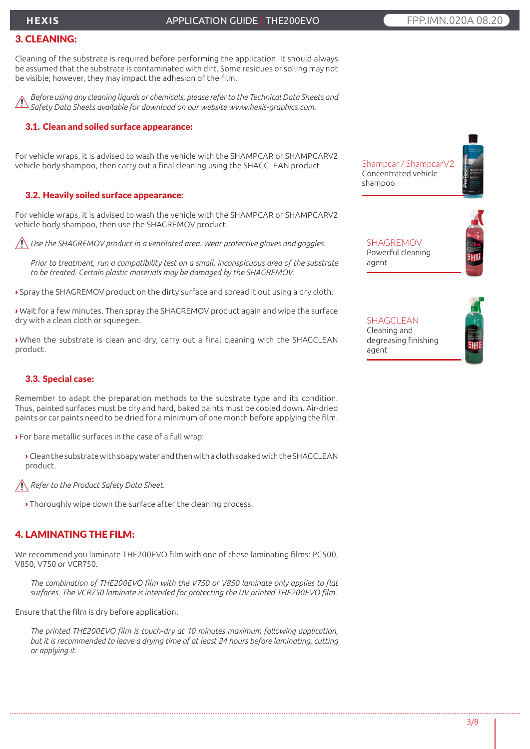## 3. CLEANING:

Cleaning of the substrate is required before performing the application. It should always be assumed that the substrate is contaminated with dirt. Some residues or soiling may not be visible; however, they may impact the adhesion of the film.

*Before using any cleaning liquids or chemicals, please refer to the Technical Data Sheets and Safety Data Sheets available for download on our website www.hexis-graphics.com.*

### 3.1. Clean and soiled surface appearance:

For vehicle wraps, it is advised to wash the vehicle with the SHAMPCAR or SHAMPCARV2 vehicle body shampoo, then carry out a final cleaning using the SHAGCLEAN product.

Shampcar / ShampcarV2
Concentrated vehicle shampoo

### 3.2. Heavily soiled surface appearance:

For vehicle wraps, it is advised to wash the vehicle with the SHAMPCAR or SHAMPCARV2 vehicle body shampoo, then use the SHAGREMOV product.

*Use the SHAGREMOV product in a ventilated area. Wear protective gloves and goggles.*

*Prior to treatment, run a compatibility test on a small, inconspicuous area of the substrate to be treated. Certain plastic materials may be damaged by the SHAGREMOV.*

› Spray the SHAGREMOV product on the dirty surface and spread it out using a dry cloth.

› Wait for a few minutes. Then spray the SHAGREMOV product again and wipe the surface dry with a clean cloth or squeegee.

› When the substrate is clean and dry, carry out a final cleaning with the SHAGCLEAN product.

SHAGREMOV
Powerful cleaning agent

SHAGCLEAN
Cleaning and degreasing finishing agent

### 3.3. Special case:

Remember to adapt the preparation methods to the substrate type and its condition. Thus, painted surfaces must be dry and hard, baked paints must be cooled down. Air-dried paints or car paints need to be dried for a minimum of one month before applying the film.

› For bare metallic surfaces in the case of a full wrap:

› Clean the substrate with soapy water and then with a cloth soaked with the SHAGCLEAN product.

*Refer to the Product Safety Data Sheet.*

› Thoroughly wipe down the surface after the cleaning process.

## 4. LAMINATING THE FILM:

We recommend you laminate THE200EVO film with one of these laminating films: PC500, V850, V750 or VCR750.

*The combination of THE200EVO film with the V750 or V850 laminate only applies to flat surfaces. The VCR750 laminate is intended for protecting the UV printed THE200EVO film.*

Ensure that the film is dry before application.

*The printed THE200EVO film is touch-dry at 10 minutes maximum following application, but it is recommended to leave a drying time of at least 24 hours before laminating, cutting or applying it.*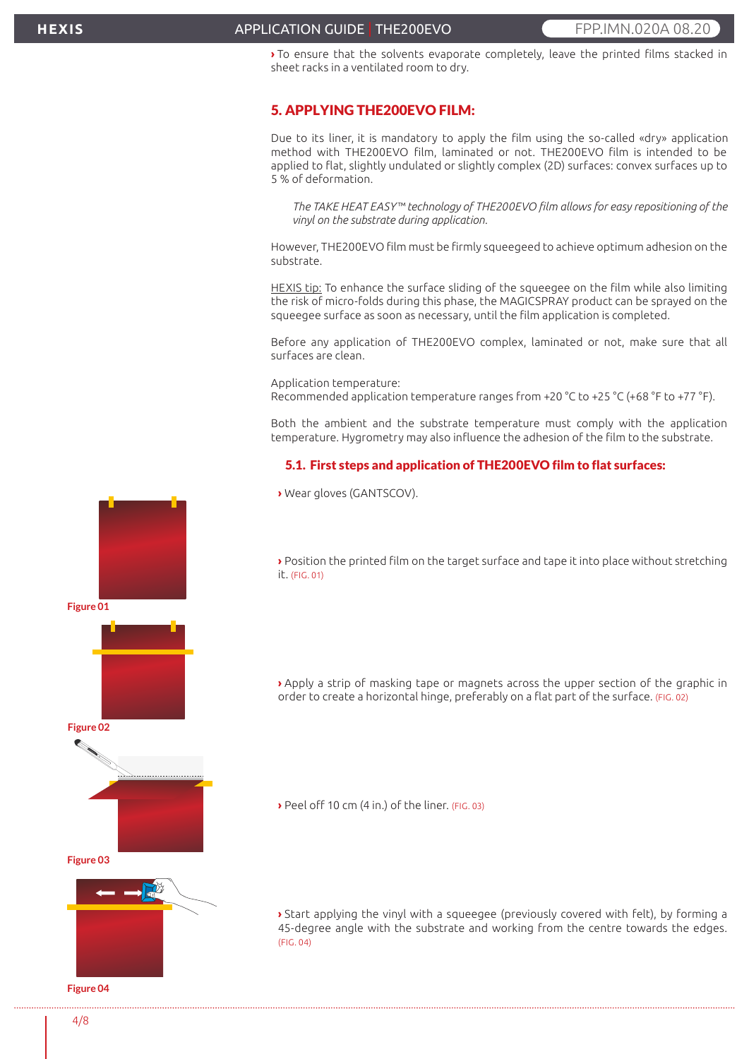› To ensure that the solvents evaporate completely, leave the printed films stacked in sheet racks in a ventilated room to dry.

## 5. APPLYING THE200EVO FILM:

Due to its liner, it is mandatory to apply the film using the so-called «dry» application method with THE200EVO film, laminated or not. THE200EVO film is intended to be applied to flat, slightly undulated or slightly complex (2D) surfaces: convex surfaces up to 5 % of deformation.

*The TAKE HEAT EASY™ technology of THE200EVO film allows for easy repositioning of the vinyl on the substrate during application.*

However, THE200EVO film must be firmly squeegeed to achieve optimum adhesion on the substrate.

HEXIS tip: To enhance the surface sliding of the squeegee on the film while also limiting the risk of micro-folds during this phase, the MAGICSPRAY product can be sprayed on the squeegee surface as soon as necessary, until the film application is completed.

Before any application of THE200EVO complex, laminated or not, make sure that all surfaces are clean.

Application temperature:
Recommended application temperature ranges from +20 °C to +25 °C (+68 °F to +77 °F).

Both the ambient and the substrate temperature must comply with the application temperature. Hygrometry may also influence the adhesion of the film to the substrate.

### 5.1. First steps and application of THE200EVO film to flat surfaces:

› Wear gloves (GANTSCOV).

› Position the printed film on the target surface and tape it into place without stretching it. (FIG. 01)

Figure 01

› Apply a strip of masking tape or magnets across the upper section of the graphic in order to create a horizontal hinge, preferably on a flat part of the surface. (FIG. 02)

Figure 02

› Peel off 10 cm (4 in.) of the liner. (FIG. 03)

Figure 03

› Start applying the vinyl with a squeegee (previously covered with felt), by forming a 45-degree angle with the substrate and working from the centre towards the edges. (FIG. 04)

Figure 04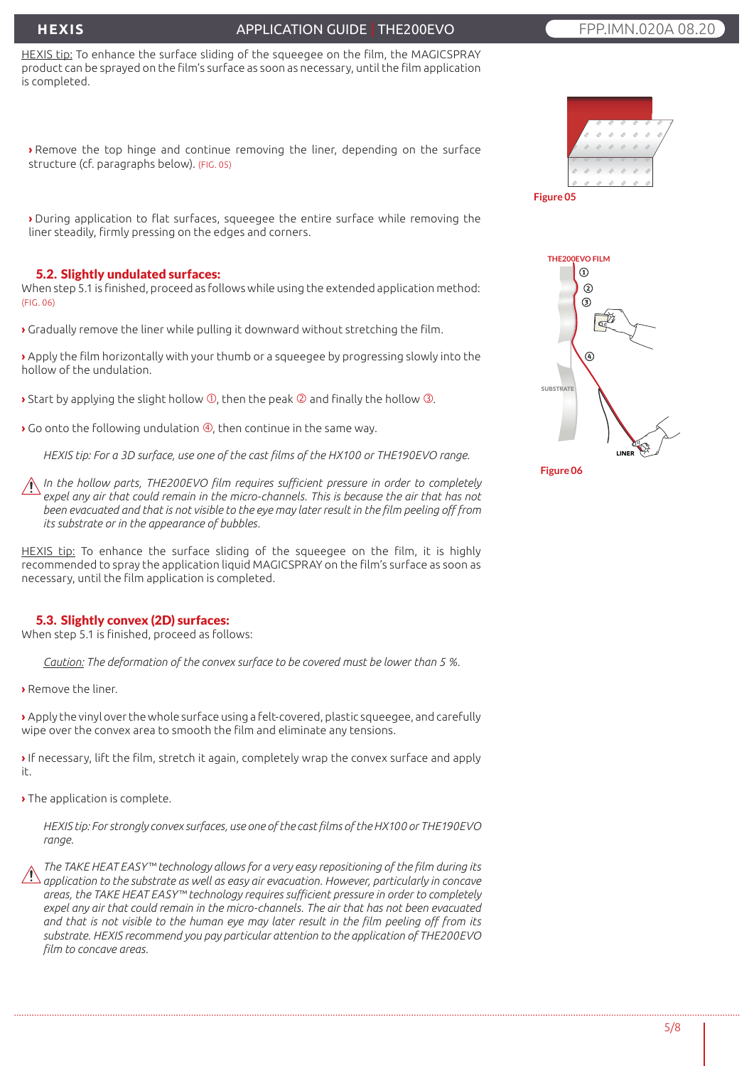HEXIS tip: To enhance the surface sliding of the squeegee on the film, the MAGICSPRAY product can be sprayed on the film's surface as soon as necessary, until the film application is completed.

› Remove the top hinge and continue removing the liner, depending on the surface structure (cf. paragraphs below). (FIG. 05)

Figure 05

› During application to flat surfaces, squeegee the entire surface while removing the liner steadily, firmly pressing on the edges and corners.

## 5.2. Slightly undulated surfaces:

When step 5.1 is finished, proceed as follows while using the extended application method: (FIG. 06)

› Gradually remove the liner while pulling it downward without stretching the film.

› Apply the film horizontally with your thumb or a squeegee by progressing slowly into the hollow of the undulation.

› Start by applying the slight hollow ①, then the peak ② and finally the hollow ③.

› Go onto the following undulation ④, then continue in the same way.

*HEXIS tip: For a 3D surface, use one of the cast films of the HX100 or THE190EVO range.*

⚠ *In the hollow parts, THE200EVO film requires sufficient pressure in order to completely expel any air that could remain in the micro-channels. This is because the air that has not been evacuated and that is not visible to the eye may later result in the film peeling off from its substrate or in the appearance of bubbles.*

HEXIS tip: To enhance the surface sliding of the squeegee on the film, it is highly recommended to spray the application liquid MAGICSPRAY on the film's surface as soon as necessary, until the film application is completed.

Figure 06

## 5.3. Slightly convex (2D) surfaces:

When step 5.1 is finished, proceed as follows:

*Caution: The deformation of the convex surface to be covered must be lower than 5 %.*

› Remove the liner.

› Apply the vinyl over the whole surface using a felt-covered, plastic squeegee, and carefully wipe over the convex area to smooth the film and eliminate any tensions.

› If necessary, lift the film, stretch it again, completely wrap the convex surface and apply it.

› The application is complete.

*HEXIS tip: For strongly convex surfaces, use one of the cast films of the HX100 or THE190EVO range.*

⚠ *The TAKE HEAT EASY™ technology allows for a very easy repositioning of the film during its application to the substrate as well as easy air evacuation. However, particularly in concave areas, the TAKE HEAT EASY™ technology requires sufficient pressure in order to completely expel any air that could remain in the micro-channels. The air that has not been evacuated and that is not visible to the human eye may later result in the film peeling off from its substrate. HEXIS recommend you pay particular attention to the application of THE200EVO film to concave areas.*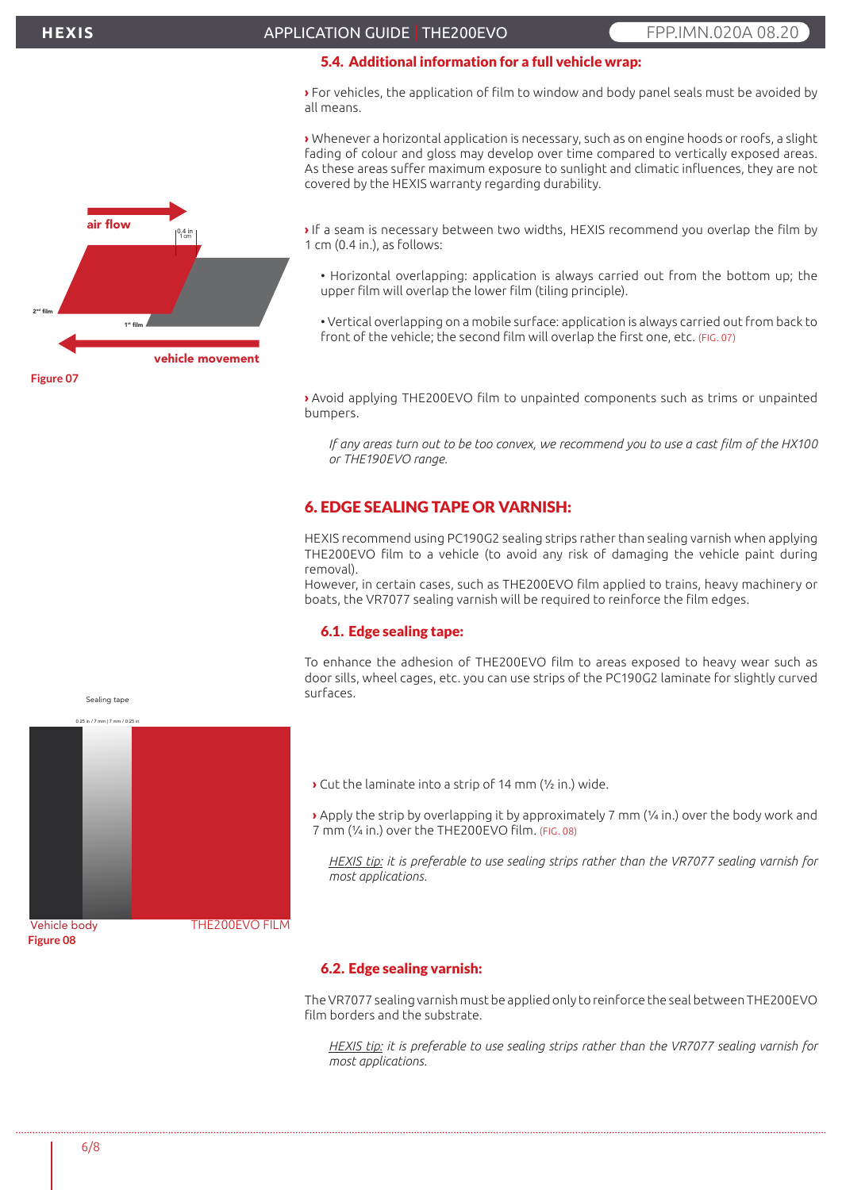### 5.4. Additional information for a full vehicle wrap:

› For vehicles, the application of film to window and body panel seals must be avoided by all means.

› Whenever a horizontal application is necessary, such as on engine hoods or roofs, a slight fading of colour and gloss may develop over time compared to vertically exposed areas. As these areas suffer maximum exposure to sunlight and climatic influences, they are not covered by the HEXIS warranty regarding durability.

› If a seam is necessary between two widths, HEXIS recommend you overlap the film by 1 cm (0.4 in.), as follows:

- Horizontal overlapping: application is always carried out from the bottom up; the upper film will overlap the lower film (tiling principle).
- Vertical overlapping on a mobile surface: application is always carried out from back to front of the vehicle; the second film will overlap the first one, etc. (FIG. 07)

Figure 07

› Avoid applying THE200EVO film to unpainted components such as trims or unpainted bumpers.

*If any areas turn out to be too convex, we recommend you to use a cast film of the HX100 or THE190EVO range.*

## 6. EDGE SEALING TAPE OR VARNISH:

HEXIS recommend using PC190G2 sealing strips rather than sealing varnish when applying THE200EVO film to a vehicle (to avoid any risk of damaging the vehicle paint during removal).
However, in certain cases, such as THE200EVO film applied to trains, heavy machinery or boats, the VR7077 sealing varnish will be required to reinforce the film edges.

### 6.1. Edge sealing tape:

To enhance the adhesion of THE200EVO film to areas exposed to heavy wear such as door sills, wheel cages, etc. you can use strips of the PC190G2 laminate for slightly curved surfaces.

› Cut the laminate into a strip of 14 mm (½ in.) wide.

› Apply the strip by overlapping it by approximately 7 mm (¼ in.) over the body work and 7 mm (¼ in.) over the THE200EVO film. (FIG. 08)

*HEXIS tip: it is preferable to use sealing strips rather than the VR7077 sealing varnish for most applications.*

Figure 08

### 6.2. Edge sealing varnish:

The VR7077 sealing varnish must be applied only to reinforce the seal between THE200EVO film borders and the substrate.

*HEXIS tip: it is preferable to use sealing strips rather than the VR7077 sealing varnish for most applications.*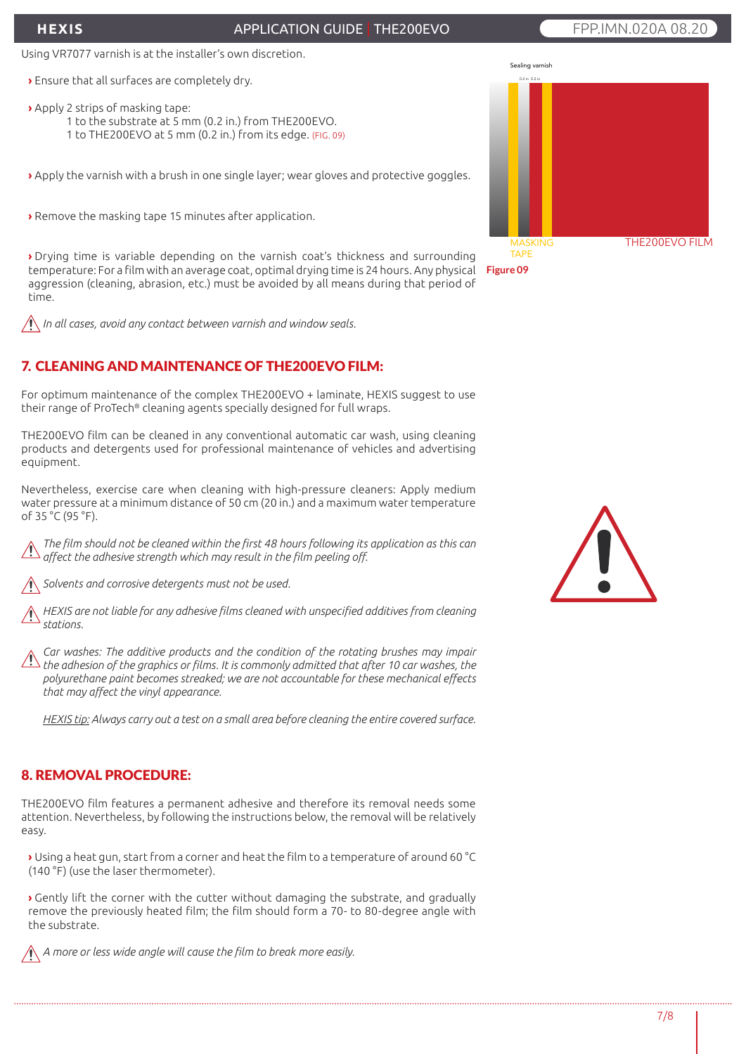Using VR7077 varnish is at the installer's own discretion.

› Ensure that all surfaces are completely dry.

› Apply 2 strips of masking tape:
  1 to the substrate at 5 mm (0.2 in.) from THE200EVO.
  1 to THE200EVO at 5 mm (0.2 in.) from its edge. (FIG. 09)

› Apply the varnish with a brush in one single layer; wear gloves and protective goggles.

› Remove the masking tape 15 minutes after application.

› Drying time is variable depending on the varnish coat's thickness and surrounding temperature: For a film with an average coat, optimal drying time is 24 hours. Any physical aggression (cleaning, abrasion, etc.) must be avoided by all means during that period of time.

⚠ *In all cases, avoid any contact between varnish and window seals.*

Sealing varnish

0.2 in 0.2 in

MASKING TAPE

THE200EVO FILM

**Figure 09**

## 7. CLEANING AND MAINTENANCE OF THE200EVO FILM:

For optimum maintenance of the complex THE200EVO + laminate, HEXIS suggest to use their range of ProTech® cleaning agents specially designed for full wraps.

THE200EVO film can be cleaned in any conventional automatic car wash, using cleaning products and detergents used for professional maintenance of vehicles and advertising equipment.

Nevertheless, exercise care when cleaning with high-pressure cleaners: Apply medium water pressure at a minimum distance of 50 cm (20 in.) and a maximum water temperature of 35 °C (95 °F).

⚠ *The film should not be cleaned within the first 48 hours following its application as this can affect the adhesive strength which may result in the film peeling off.*

⚠ *Solvents and corrosive detergents must not be used.*

⚠ *HEXIS are not liable for any adhesive films cleaned with unspecified additives from cleaning stations.*

⚠ *Car washes: The additive products and the condition of the rotating brushes may impair the adhesion of the graphics or films. It is commonly admitted that after 10 car washes, the polyurethane paint becomes streaked; we are not accountable for these mechanical effects that may affect the vinyl appearance.*

*HEXIS tip: Always carry out a test on a small area before cleaning the entire covered surface.*

## 8. REMOVAL PROCEDURE:

THE200EVO film features a permanent adhesive and therefore its removal needs some attention. Nevertheless, by following the instructions below, the removal will be relatively easy.

› Using a heat gun, start from a corner and heat the film to a temperature of around 60 °C (140 °F) (use the laser thermometer).

› Gently lift the corner with the cutter without damaging the substrate, and gradually remove the previously heated film; the film should form a 70- to 80-degree angle with the substrate.

⚠ *A more or less wide angle will cause the film to break more easily.*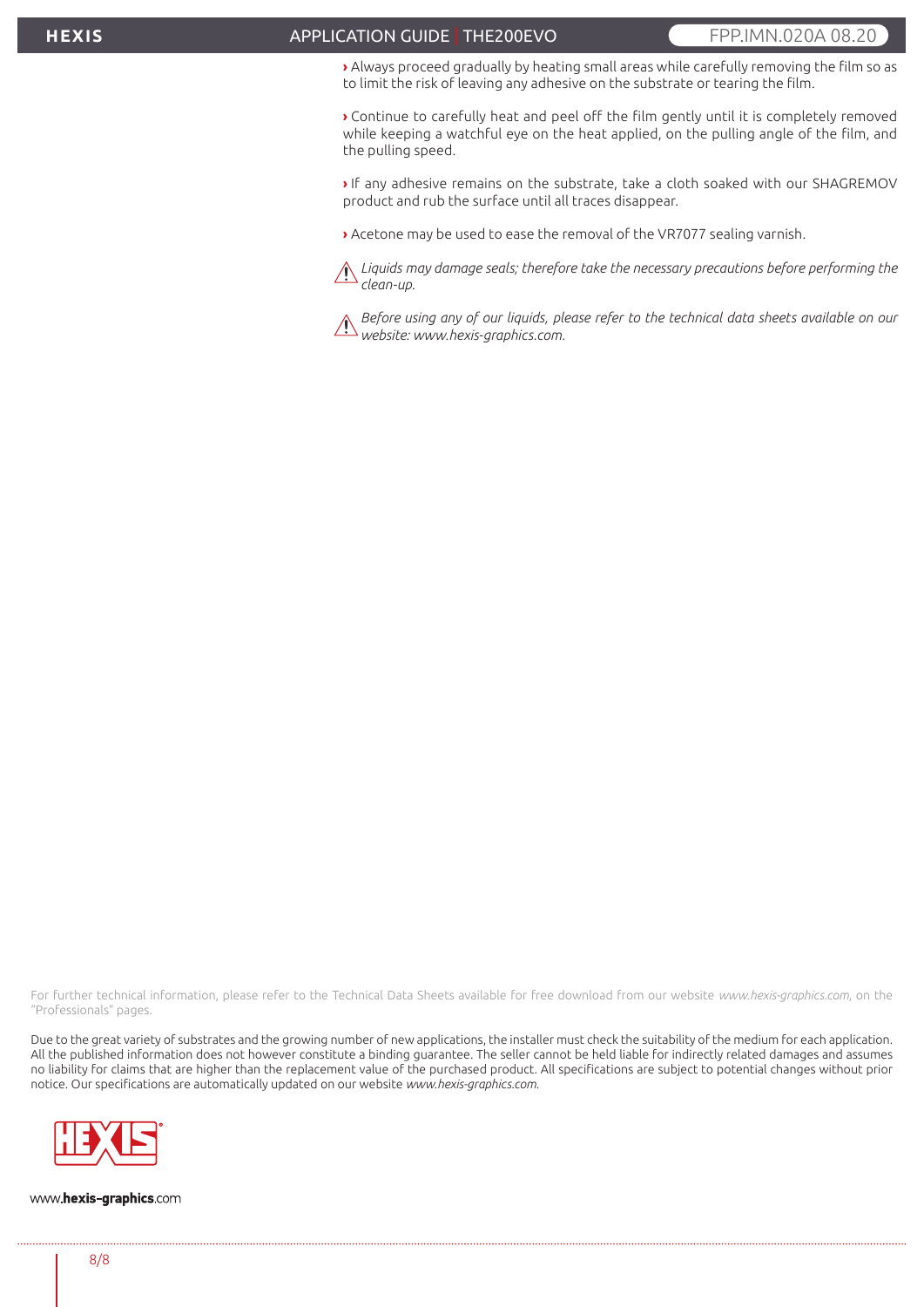- Always proceed gradually by heating small areas while carefully removing the film so as to limit the risk of leaving any adhesive on the substrate or tearing the film.

- Continue to carefully heat and peel off the film gently until it is completely removed while keeping a watchful eye on the heat applied, on the pulling angle of the film, and the pulling speed.

- If any adhesive remains on the substrate, take a cloth soaked with our SHAGREMOV product and rub the surface until all traces disappear.

- Acetone may be used to ease the removal of the VR7077 sealing varnish.

⚠ *Liquids may damage seals; therefore take the necessary precautions before performing the clean-up.*

⚠ *Before using any of our liquids, please refer to the technical data sheets available on our website: www.hexis-graphics.com.*

For further technical information, please refer to the Technical Data Sheets available for free download from our website *www.hexis-graphics.com*, on the "Professionals" pages.

Due to the great variety of substrates and the growing number of new applications, the installer must check the suitability of the medium for each application. All the published information does not however constitute a binding guarantee. The seller cannot be held liable for indirectly related damages and assumes no liability for claims that are higher than the replacement value of the purchased product. All specifications are subject to potential changes without prior notice. Our specifications are automatically updated on our website *www.hexis-graphics.com*.

HEXIS

www.**hexis-graphics**.com